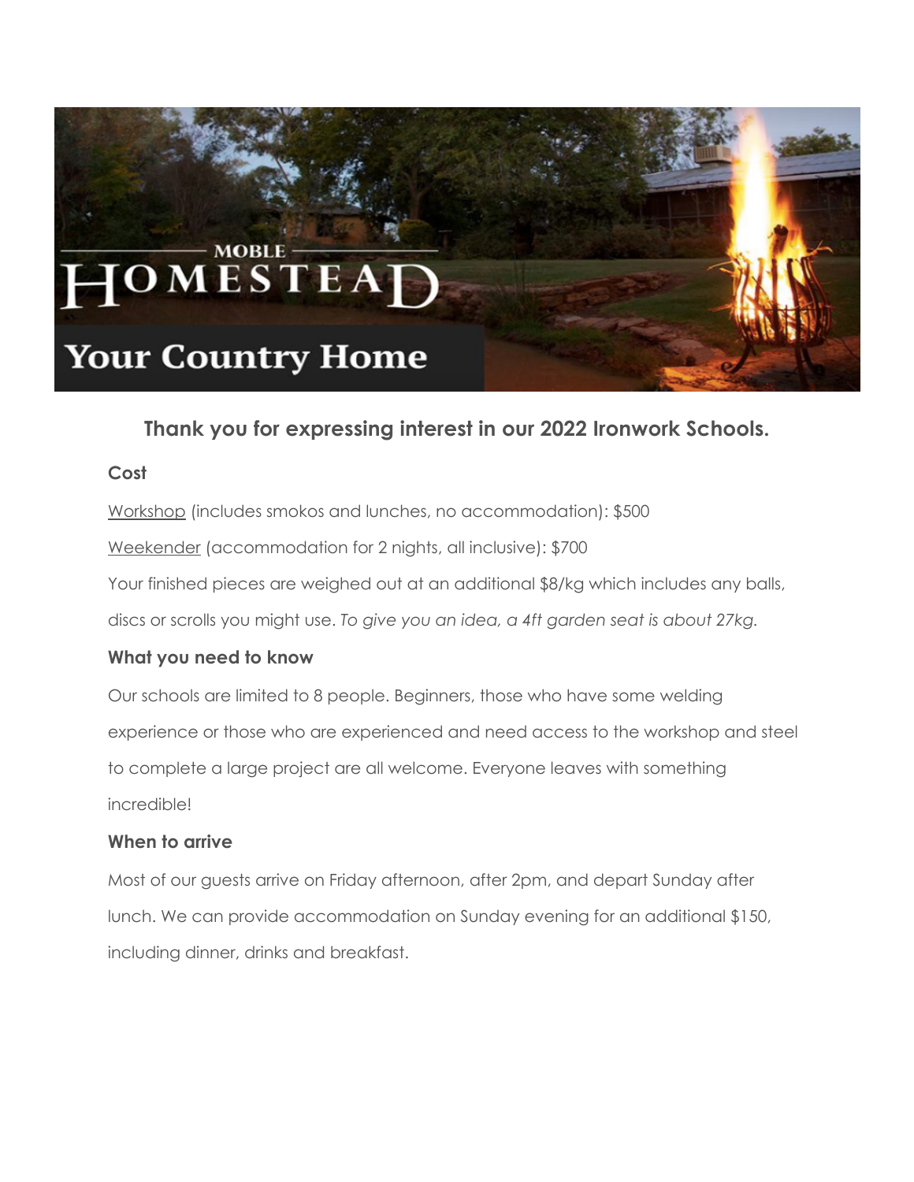MOBLE

HOMESTEAD

Your Country Home

## Thank you for expressing interest in our 2022 Ironwork Schools.

### Cost

Workshop (includes smokos and lunches, no accommodation): $500

Weekender (accommodation for 2 nights, all inclusive): $700

Your finished pieces are weighed out at an additional $8/kg which includes any balls, discs or scrolls you might use. *To give you an idea, a 4ft garden seat is about 27kg.*

### What you need to know

Our schools are limited to 8 people. Beginners, those who have some welding experience or those who are experienced and need access to the workshop and steel to complete a large project are all welcome. Everyone leaves with something incredible!

### When to arrive

Most of our guests arrive on Friday afternoon, after 2pm, and depart Sunday after lunch. We can provide accommodation on Sunday evening for an additional $150, including dinner, drinks and breakfast.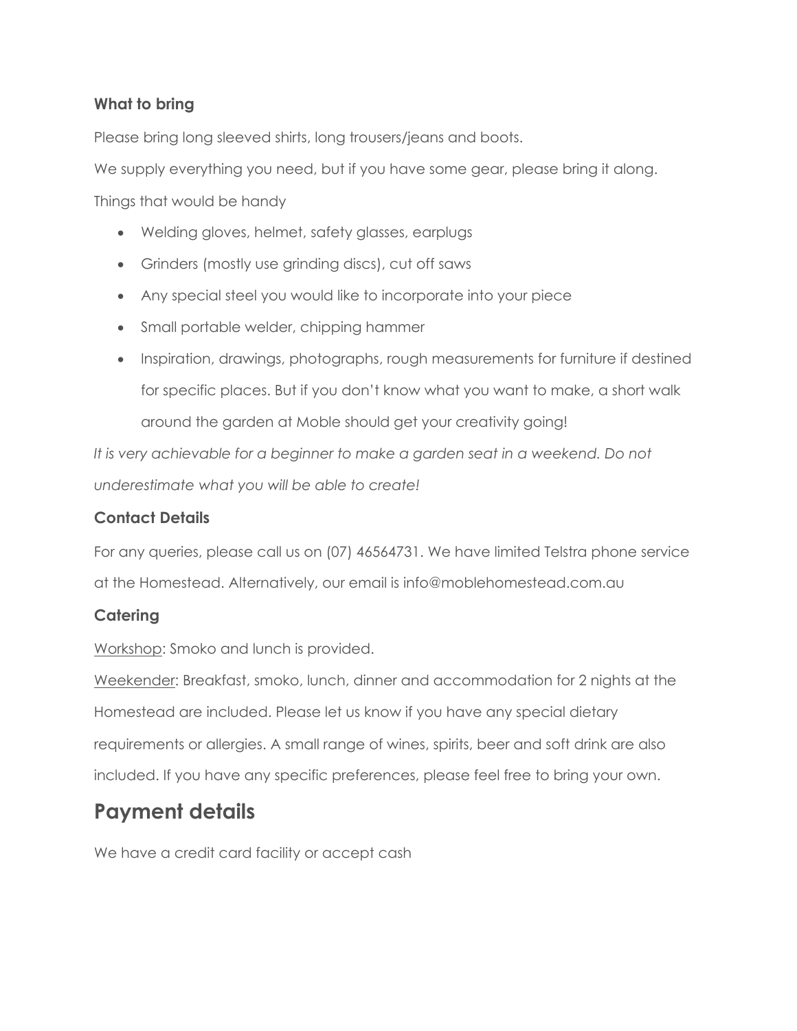### What to bring

Please bring long sleeved shirts, long trousers/jeans and boots.

We supply everything you need, but if you have some gear, please bring it along.

Things that would be handy

- Welding gloves, helmet, safety glasses, earplugs
- Grinders (mostly use grinding discs), cut off saws
- Any special steel you would like to incorporate into your piece
- Small portable welder, chipping hammer
- Inspiration, drawings, photographs, rough measurements for furniture if destined for specific places. But if you don't know what you want to make, a short walk around the garden at Moble should get your creativity going!

*It is very achievable for a beginner to make a garden seat in a weekend. Do not underestimate what you will be able to create!*

### Contact Details

For any queries, please call us on (07) 46564731. We have limited Telstra phone service at the Homestead. Alternatively, our email is info@moblehomestead.com.au

### Catering

<u>Workshop</u>: Smoko and lunch is provided.

<u>Weekender</u>: Breakfast, smoko, lunch, dinner and accommodation for 2 nights at the Homestead are included. Please let us know if you have any special dietary requirements or allergies. A small range of wines, spirits, beer and soft drink are also included. If you have any specific preferences, please feel free to bring your own.

## Payment details

We have a credit card facility or accept cash